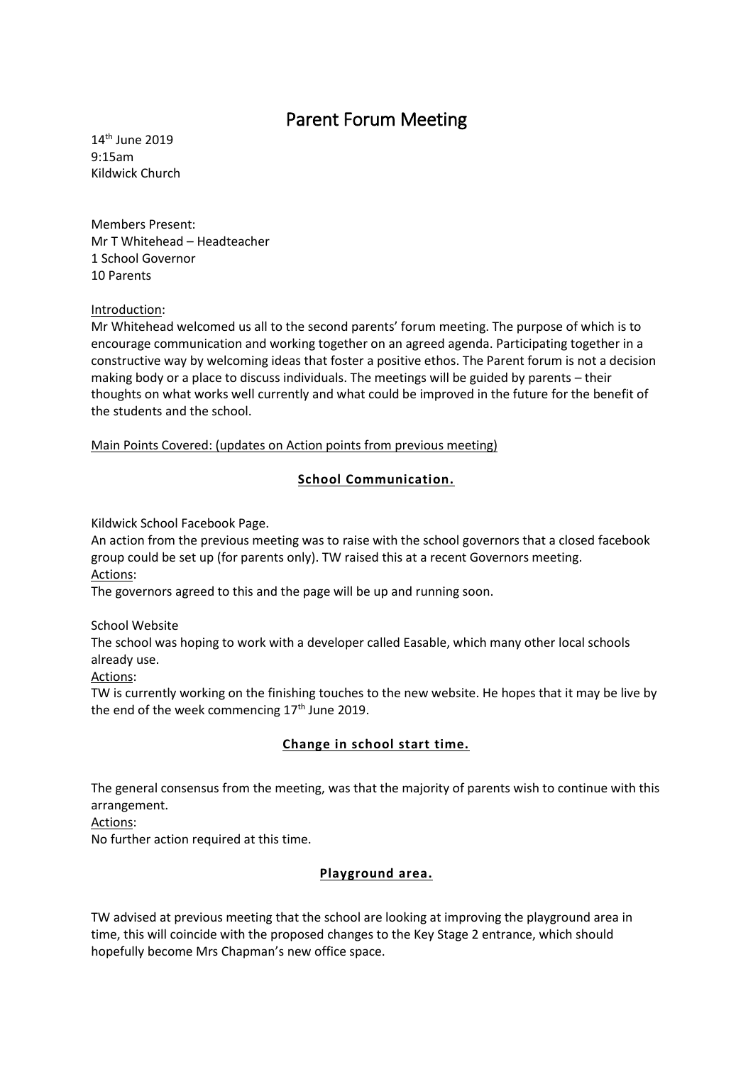# Parent Forum Meeting

14th June 2019
9:15am
Kildwick Church

Members Present:
Mr T Whitehead – Headteacher
1 School Governor
10 Parents

<u>Introduction</u>:
Mr Whitehead welcomed us all to the second parents' forum meeting. The purpose of which is to encourage communication and working together on an agreed agenda. Participating together in a constructive way by welcoming ideas that foster a positive ethos. The Parent forum is not a decision making body or a place to discuss individuals. The meetings will be guided by parents – their thoughts on what works well currently and what could be improved in the future for the benefit of the students and the school.

<u>Main Points Covered: (updates on Action points from previous meeting)</u>

## School Communication.

Kildwick School Facebook Page.
An action from the previous meeting was to raise with the school governors that a closed facebook group could be set up (for parents only). TW raised this at a recent Governors meeting.
<u>Actions</u>:
The governors agreed to this and the page will be up and running soon.

School Website
The school was hoping to work with a developer called Easable, which many other local schools already use.
<u>Actions</u>:
TW is currently working on the finishing touches to the new website. He hopes that it may be live by the end of the week commencing 17th June 2019.

## Change in school start time.

The general consensus from the meeting, was that the majority of parents wish to continue with this arrangement.
<u>Actions</u>:
No further action required at this time.

## Playground area.

TW advised at previous meeting that the school are looking at improving the playground area in time, this will coincide with the proposed changes to the Key Stage 2 entrance, which should hopefully become Mrs Chapman's new office space.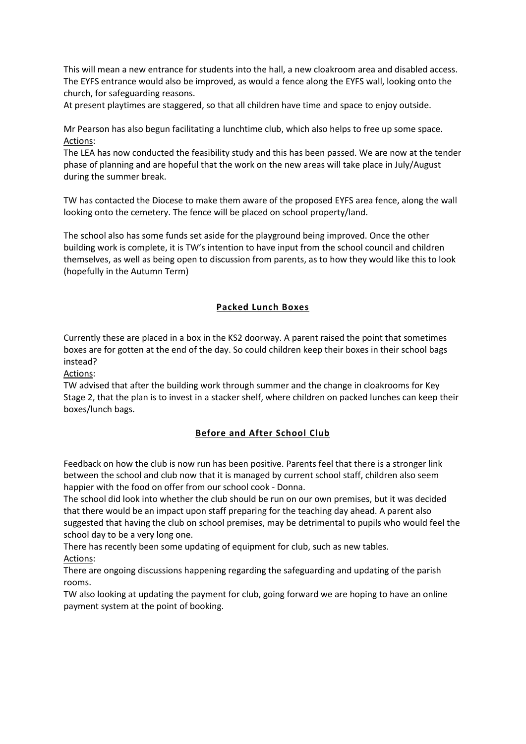This will mean a new entrance for students into the hall, a new cloakroom area and disabled access. The EYFS entrance would also be improved, as would a fence along the EYFS wall, looking onto the church, for safeguarding reasons.
At present playtimes are staggered, so that all children have time and space to enjoy outside.

Mr Pearson has also begun facilitating a lunchtime club, which also helps to free up some space.
Actions:
The LEA has now conducted the feasibility study and this has been passed. We are now at the tender phase of planning and are hopeful that the work on the new areas will take place in July/August during the summer break.

TW has contacted the Diocese to make them aware of the proposed EYFS area fence, along the wall looking onto the cemetery. The fence will be placed on school property/land.

The school also has some funds set aside for the playground being improved. Once the other building work is complete, it is TW's intention to have input from the school council and children themselves, as well as being open to discussion from parents, as to how they would like this to look (hopefully in the Autumn Term)

## Packed Lunch Boxes

Currently these are placed in a box in the KS2 doorway. A parent raised the point that sometimes boxes are for gotten at the end of the day. So could children keep their boxes in their school bags instead?
Actions:
TW advised that after the building work through summer and the change in cloakrooms for Key Stage 2, that the plan is to invest in a stacker shelf, where children on packed lunches can keep their boxes/lunch bags.

## Before and After School Club

Feedback on how the club is now run has been positive. Parents feel that there is a stronger link between the school and club now that it is managed by current school staff, children also seem happier with the food on offer from our school cook - Donna.
The school did look into whether the club should be run on our own premises, but it was decided that there would be an impact upon staff preparing for the teaching day ahead. A parent also suggested that having the club on school premises, may be detrimental to pupils who would feel the school day to be a very long one.
There has recently been some updating of equipment for club, such as new tables.
Actions:
There are ongoing discussions happening regarding the safeguarding and updating of the parish rooms.
TW also looking at updating the payment for club, going forward we are hoping to have an online payment system at the point of booking.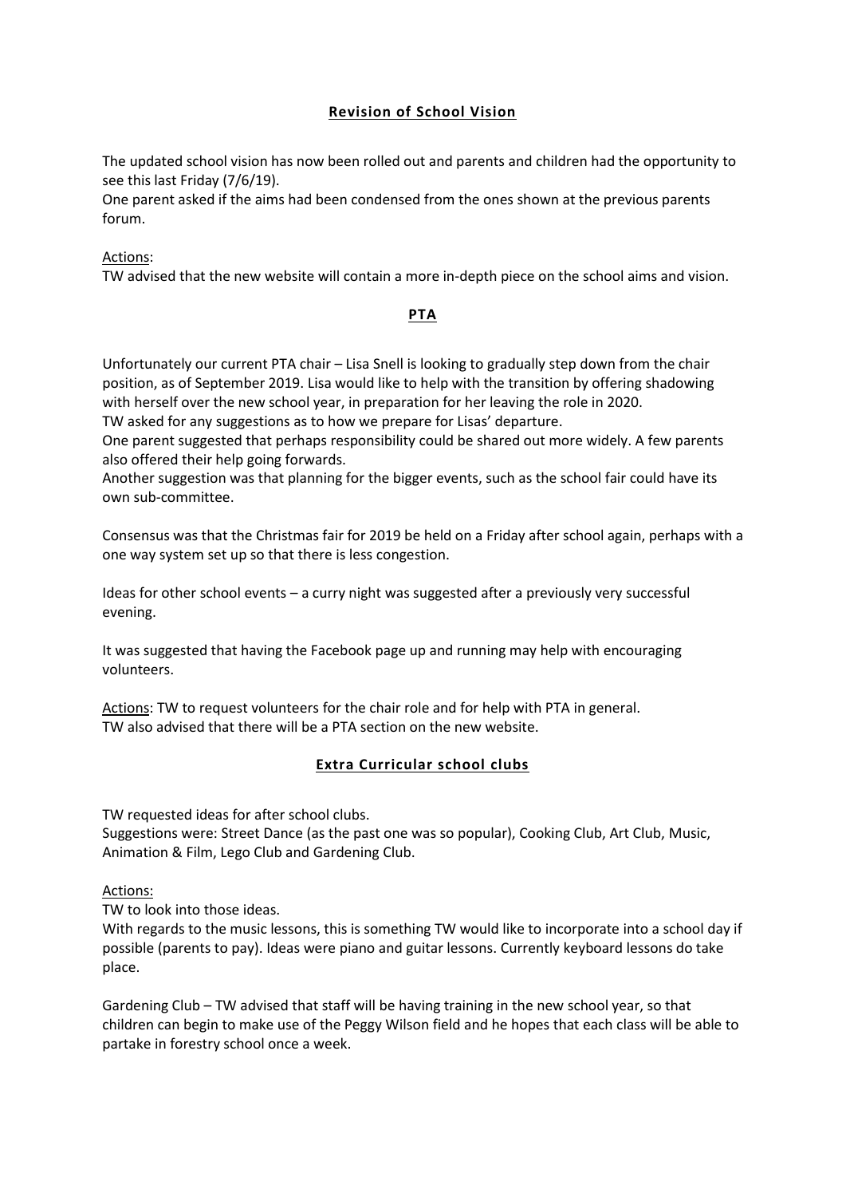## Revision of School Vision

The updated school vision has now been rolled out and parents and children had the opportunity to see this last Friday (7/6/19).

One parent asked if the aims had been condensed from the ones shown at the previous parents forum.

Actions:

TW advised that the new website will contain a more in-depth piece on the school aims and vision.

## PTA

Unfortunately our current PTA chair – Lisa Snell is looking to gradually step down from the chair position, as of September 2019. Lisa would like to help with the transition by offering shadowing with herself over the new school year, in preparation for her leaving the role in 2020.

TW asked for any suggestions as to how we prepare for Lisas' departure.

One parent suggested that perhaps responsibility could be shared out more widely. A few parents also offered their help going forwards.

Another suggestion was that planning for the bigger events, such as the school fair could have its own sub-committee.

Consensus was that the Christmas fair for 2019 be held on a Friday after school again, perhaps with a one way system set up so that there is less congestion.

Ideas for other school events – a curry night was suggested after a previously very successful evening.

It was suggested that having the Facebook page up and running may help with encouraging volunteers.

Actions: TW to request volunteers for the chair role and for help with PTA in general.
TW also advised that there will be a PTA section on the new website.

## Extra Curricular school clubs

TW requested ideas for after school clubs.

Suggestions were: Street Dance (as the past one was so popular), Cooking Club, Art Club, Music, Animation & Film, Lego Club and Gardening Club.

Actions:

TW to look into those ideas.

With regards to the music lessons, this is something TW would like to incorporate into a school day if possible (parents to pay). Ideas were piano and guitar lessons. Currently keyboard lessons do take place.

Gardening Club – TW advised that staff will be having training in the new school year, so that children can begin to make use of the Peggy Wilson field and he hopes that each class will be able to partake in forestry school once a week.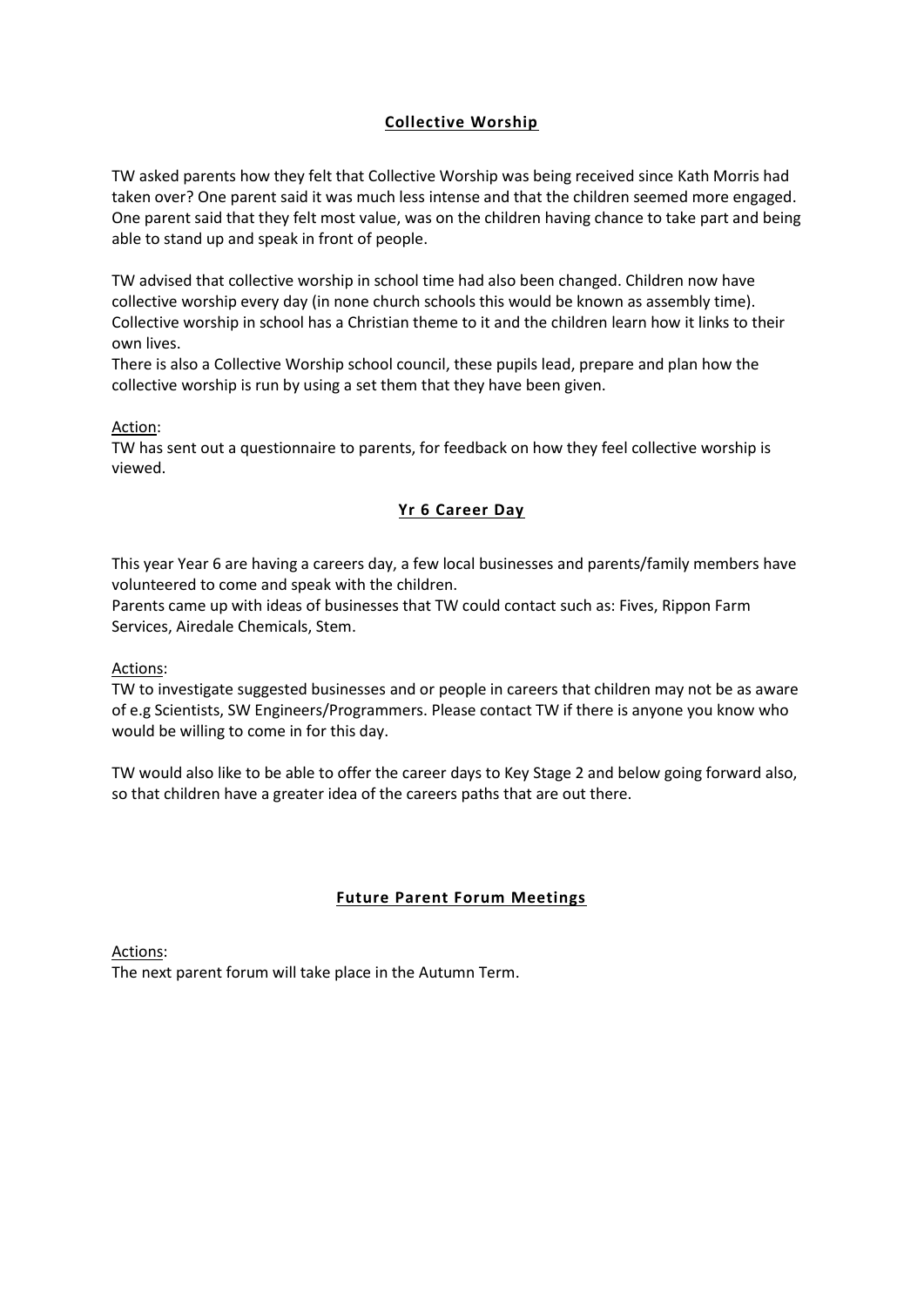## Collective Worship

TW asked parents how they felt that Collective Worship was being received since Kath Morris had taken over? One parent said it was much less intense and that the children seemed more engaged. One parent said that they felt most value, was on the children having chance to take part and being able to stand up and speak in front of people.

TW advised that collective worship in school time had also been changed. Children now have collective worship every day (in none church schools this would be known as assembly time). Collective worship in school has a Christian theme to it and the children learn how it links to their own lives.
There is also a Collective Worship school council, these pupils lead, prepare and plan how the collective worship is run by using a set them that they have been given.

Action:
TW has sent out a questionnaire to parents, for feedback on how they feel collective worship is viewed.

## Yr 6 Career Day

This year Year 6 are having a careers day, a few local businesses and parents/family members have volunteered to come and speak with the children.
Parents came up with ideas of businesses that TW could contact such as: Fives, Rippon Farm Services, Airedale Chemicals, Stem.

Actions:
TW to investigate suggested businesses and or people in careers that children may not be as aware of e.g Scientists, SW Engineers/Programmers. Please contact TW if there is anyone you know who would be willing to come in for this day.

TW would also like to be able to offer the career days to Key Stage 2 and below going forward also, so that children have a greater idea of the careers paths that are out there.

## Future Parent Forum Meetings

Actions:
The next parent forum will take place in the Autumn Term.